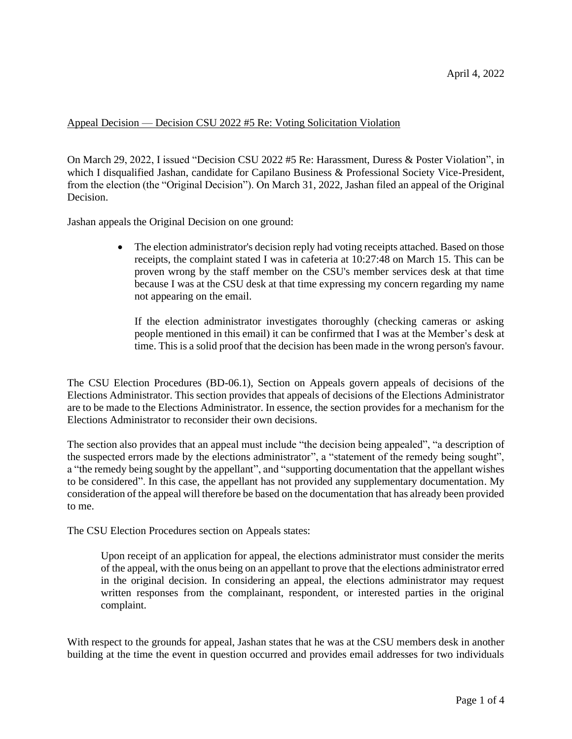April 4, 2022

Appeal Decision — Decision CSU 2022 #5 Re: Voting Solicitation Violation

On March 29, 2022, I issued "Decision CSU 2022 #5 Re: Harassment, Duress & Poster Violation", in which I disqualified Jashan, candidate for Capilano Business & Professional Society Vice-President, from the election (the "Original Decision"). On March 31, 2022, Jashan filed an appeal of the Original Decision.

Jashan appeals the Original Decision on one ground:

> - The election administrator's decision reply had voting receipts attached. Based on those receipts, the complaint stated I was in cafeteria at 10:27:48 on March 15. This can be proven wrong by the staff member on the CSU's member services desk at that time because I was at the CSU desk at that time expressing my concern regarding my name not appearing on the email.
>
>   If the election administrator investigates thoroughly (checking cameras or asking people mentioned in this email) it can be confirmed that I was at the Member's desk at time. This is a solid proof that the decision has been made in the wrong person's favour.

The CSU Election Procedures (BD-06.1), Section on Appeals govern appeals of decisions of the Elections Administrator. This section provides that appeals of decisions of the Elections Administrator are to be made to the Elections Administrator. In essence, the section provides for a mechanism for the Elections Administrator to reconsider their own decisions.

The section also provides that an appeal must include "the decision being appealed", "a description of the suspected errors made by the elections administrator", a "statement of the remedy being sought", a "the remedy being sought by the appellant", and "supporting documentation that the appellant wishes to be considered". In this case, the appellant has not provided any supplementary documentation. My consideration of the appeal will therefore be based on the documentation that has already been provided to me.

The CSU Election Procedures section on Appeals states:

> Upon receipt of an application for appeal, the elections administrator must consider the merits of the appeal, with the onus being on an appellant to prove that the elections administrator erred in the original decision. In considering an appeal, the elections administrator may request written responses from the complainant, respondent, or interested parties in the original complaint.

With respect to the grounds for appeal, Jashan states that he was at the CSU members desk in another building at the time the event in question occurred and provides email addresses for two individuals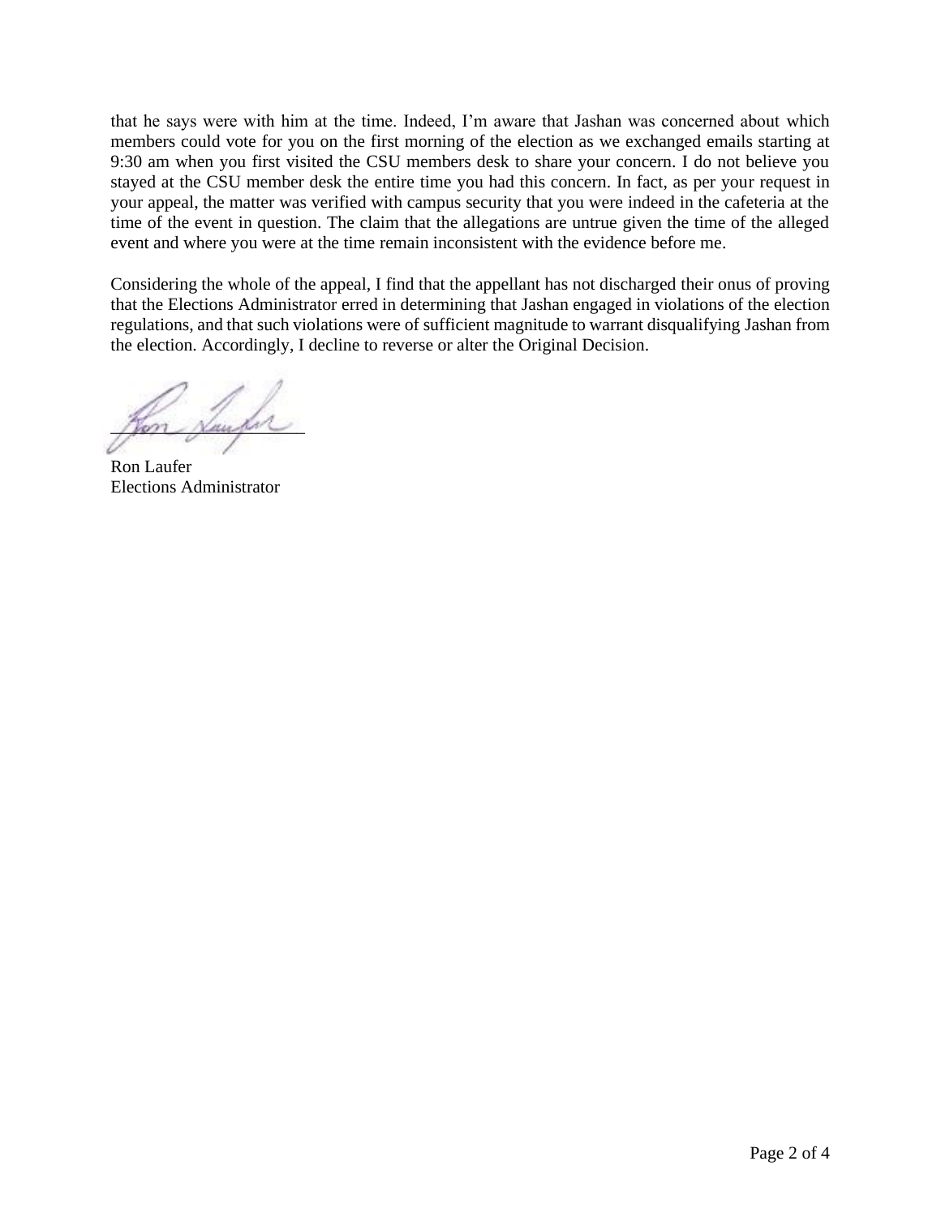that he says were with him at the time. Indeed, I'm aware that Jashan was concerned about which members could vote for you on the first morning of the election as we exchanged emails starting at 9:30 am when you first visited the CSU members desk to share your concern. I do not believe you stayed at the CSU member desk the entire time you had this concern. In fact, as per your request in your appeal, the matter was verified with campus security that you were indeed in the cafeteria at the time of the event in question. The claim that the allegations are untrue given the time of the alleged event and where you were at the time remain inconsistent with the evidence before me.

Considering the whole of the appeal, I find that the appellant has not discharged their onus of proving that the Elections Administrator erred in determining that Jashan engaged in violations of the election regulations, and that such violations were of sufficient magnitude to warrant disqualifying Jashan from the election. Accordingly, I decline to reverse or alter the Original Decision.

Ron Laufer
Elections Administrator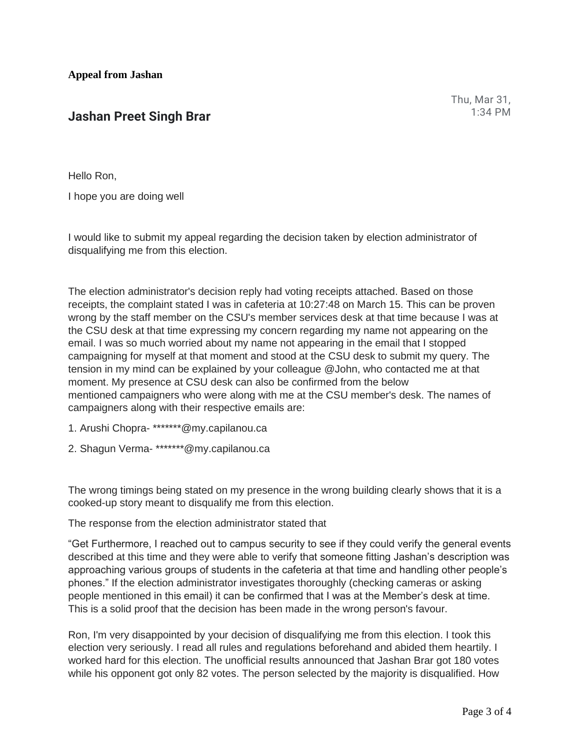**Appeal from Jashan**

## Jashan Preet Singh Brar

Thu, Mar 31, 1:34 PM

Hello Ron,

I hope you are doing well

I would like to submit my appeal regarding the decision taken by election administrator of disqualifying me from this election.

The election administrator's decision reply had voting receipts attached. Based on those receipts, the complaint stated I was in cafeteria at 10:27:48 on March 15. This can be proven wrong by the staff member on the CSU's member services desk at that time because I was at the CSU desk at that time expressing my concern regarding my name not appearing on the email. I was so much worried about my name not appearing in the email that I stopped campaigning for myself at that moment and stood at the CSU desk to submit my query. The tension in my mind can be explained by your colleague @John, who contacted me at that moment. My presence at CSU desk can also be confirmed from the below mentioned campaigners who were along with me at the CSU member's desk. The names of campaigners along with their respective emails are:

1. Arushi Chopra- *******@my.capilanou.ca
2. Shagun Verma- *******@my.capilanou.ca

The wrong timings being stated on my presence in the wrong building clearly shows that it is a cooked-up story meant to disqualify me from this election.

The response from the election administrator stated that

"Get Furthermore, I reached out to campus security to see if they could verify the general events described at this time and they were able to verify that someone fitting Jashan's description was approaching various groups of students in the cafeteria at that time and handling other people's phones." If the election administrator investigates thoroughly (checking cameras or asking people mentioned in this email) it can be confirmed that I was at the Member's desk at time. This is a solid proof that the decision has been made in the wrong person's favour.

Ron, I'm very disappointed by your decision of disqualifying me from this election. I took this election very seriously. I read all rules and regulations beforehand and abided them heartily. I worked hard for this election. The unofficial results announced that Jashan Brar got 180 votes while his opponent got only 82 votes. The person selected by the majority is disqualified. How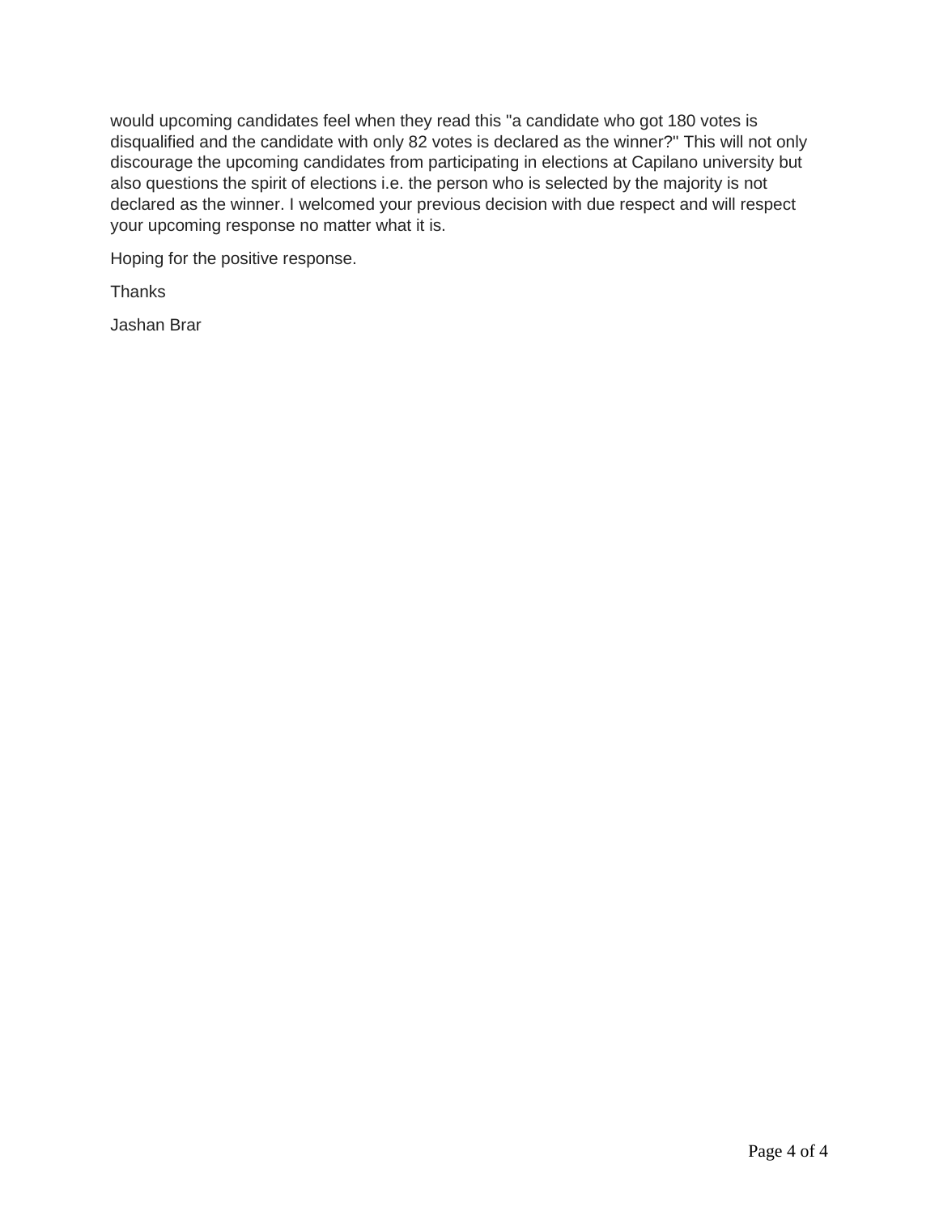would upcoming candidates feel when they read this "a candidate who got 180 votes is disqualified and the candidate with only 82 votes is declared as the winner?" This will not only discourage the upcoming candidates from participating in elections at Capilano university but also questions the spirit of elections i.e. the person who is selected by the majority is not declared as the winner. I welcomed your previous decision with due respect and will respect your upcoming response no matter what it is.

Hoping for the positive response.

Thanks

Jashan Brar